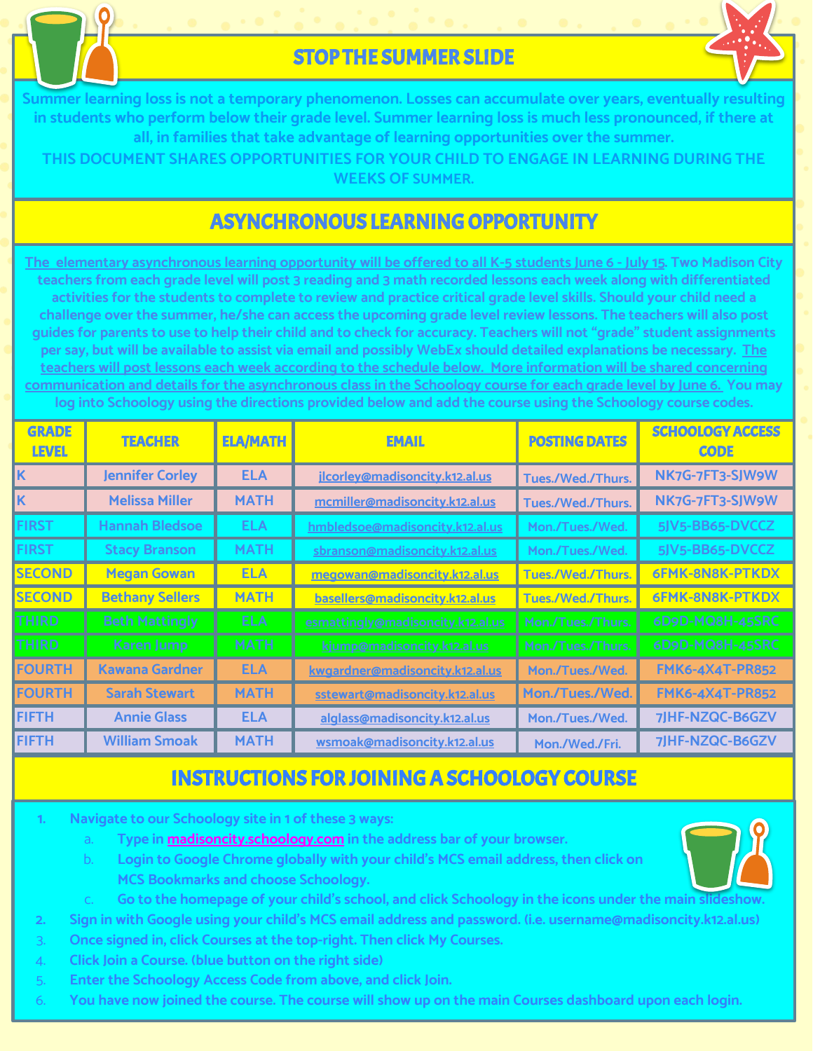## STOP THE SUMMER SLIDE

Summer learning loss is not a temporary phenomenon. Losses can accumulate over years, eventually resulting in students who perform below their grade level. Summer learning loss is much less pronounced, if there at all, in families that take advantage of learning opportunities over the summer.

THIS DOCUMENT SHARES OPPORTUNITIES FOR YOUR CHILD TO ENGAGE IN LEARNING DURING THE WEEKS OF SUMMER.

## ASYNCHRONOUS LEARNING OPPORTUNITY

The elementary asynchronous learning opportunity will be offered to all K-5 students June 6 - July 15. Two Madison City teachers from each grade level will post 3 reading and 3 math recorded lessons each week along with differentiated activities for the students to complete to review and practice critical grade level skills. Should your child need a challenge over the summer, he/she can access the upcoming grade level review lessons. The teachers will also post guides for parents to use to help their child and to check for accuracy. Teachers will not "grade" student assignments per say, but will be available to assist via email and possibly WebEx should detailed explanations be necessary. The teachers will post lessons each week according to the schedule below. More information will be shared concerning communication and details for the asynchronous class in the Schoology course for each grade level by June 6. You may log into Schoology using the directions provided below and add the course using the Schoology course codes.

| GRADE LEVEL | TEACHER | ELA/MATH | EMAIL | POSTING DATES | SCHOOLOGY ACCESS CODE |
|---|---|---|---|---|---|
| K | Jennifer Corley | ELA | jlcorley@madisoncity.k12.al.us | Tues./Wed./Thurs. | NK7G-7FT3-SJW9W |
| K | Melissa Miller | MATH | mcmiller@madisoncity.k12.al.us | Tues./Wed./Thurs. | NK7G-7FT3-SJW9W |
| FIRST | Hannah Bledsoe | ELA | hmbledsoe@madisoncity.k12.al.us | Mon./Tues./Wed. | 5JV5-BB65-DVCCZ |
| FIRST | Stacy Branson | MATH | sbranson@madisoncity.k12.al.us | Mon./Tues./Wed. | 5JV5-BB65-DVCCZ |
| SECOND | Megan Gowan | ELA | megowan@madisoncity.k12.al.us | Tues./Wed./Thurs. | 6FMK-8N8K-PTKDX |
| SECOND | Bethany Sellers | MATH | basellers@madisoncity.k12.al.us | Tues./Wed./Thurs. | 6FMK-8N8K-PTKDX |
| THIRD | Beth Mattingly | ELA | esmattingly@madisoncity.k12.al.us | Mon./Tues./Thurs. | 6D9D-MQ8H-45SRC |
| THIRD | Karen Jump | MATH | kjump@madisoncity.k12.al.us | Mon./Tues./Thurs. | 6D9D-MQ8H-45SRC |
| FOURTH | Kawana Gardner | ELA | kwgardner@madisoncity.k12.al.us | Mon./Tues./Wed. | FMK6-4X4T-PR852 |
| FOURTH | Sarah Stewart | MATH | sstewart@madisoncity.k12.al.us | Mon./Tues./Wed. | FMK6-4X4T-PR852 |
| FIFTH | Annie Glass | ELA | alglass@madisoncity.k12.al.us | Mon./Tues./Wed. | 7JHF-NZQC-B6GZV |
| FIFTH | William Smoak | MATH | wsmoak@madisoncity.k12.al.us | Mon./Wed./Fri. | 7JHF-NZQC-B6GZV |

## INSTRUCTIONS FOR JOINING A SCHOOLOGY COURSE

1. Navigate to our Schoology site in 1 of these 3 ways:
   a. Type in madisoncity.schoology.com in the address bar of your browser.
   b. Login to Google Chrome globally with your child's MCS email address, then click on MCS Bookmarks and choose Schoology.
   c. Go to the homepage of your child's school, and click Schoology in the icons under the main slideshow.
2. Sign in with Google using your child's MCS email address and password. (i.e. username@madisoncity.k12.al.us)
3. Once signed in, click Courses at the top-right. Then click My Courses.
4. Click Join a Course. (blue button on the right side)
5. Enter the Schoology Access Code from above, and click Join.
6. You have now joined the course. The course will show up on the main Courses dashboard upon each login.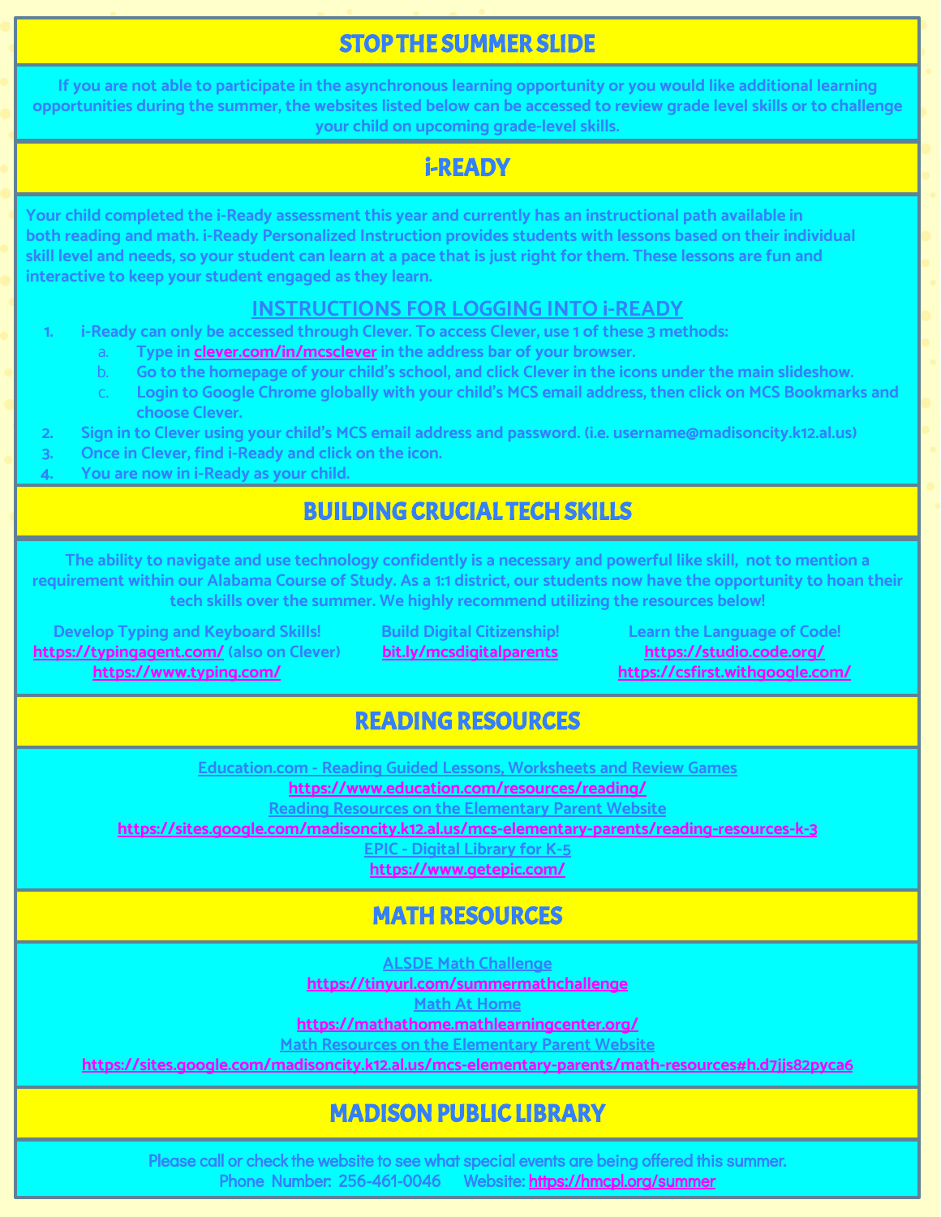## STOP THE SUMMER SLIDE

If you are not able to participate in the asynchronous learning opportunity or you would like additional learning opportunities during the summer, the websites listed below can be accessed to review grade level skills or to challenge your child on upcoming grade-level skills.

## i-READY

Your child completed the i-Ready assessment this year and currently has an instructional path available in both reading and math. i-Ready Personalized Instruction provides students with lessons based on their individual skill level and needs, so your student can learn at a pace that is just right for them. These lessons are fun and interactive to keep your student engaged as they learn.

### INSTRUCTIONS FOR LOGGING INTO i-READY

1. i-Ready can only be accessed through Clever. To access Clever, use 1 of these 3 methods:
   a. Type in clever.com/in/mcsclever in the address bar of your browser.
   b. Go to the homepage of your child's school, and click Clever in the icons under the main slideshow.
   c. Login to Google Chrome globally with your child's MCS email address, then click on MCS Bookmarks and choose Clever.
2. Sign in to Clever using your child's MCS email address and password. (i.e. username@madisoncity.k12.al.us)
3. Once in Clever, find i-Ready and click on the icon.
4. You are now in i-Ready as your child.

## BUILDING CRUCIAL TECH SKILLS

The ability to navigate and use technology confidently is a necessary and powerful like skill, not to mention a requirement within our Alabama Course of Study. As a 1:1 district, our students now have the opportunity to hoan their tech skills over the summer. We highly recommend utilizing the resources below!

Develop Typing and Keyboard Skills!
https://typingagent.com/ (also on Clever)
https://www.typing.com/

Build Digital Citizenship!
bit.ly/mcsdigitalparents

Learn the Language of Code!
https://studio.code.org/
https://csfirst.withgoogle.com/

## READING RESOURCES

Education.com - Reading Guided Lessons, Worksheets and Review Games
https://www.education.com/resources/reading/
Reading Resources on the Elementary Parent Website
https://sites.google.com/madisoncity.k12.al.us/mcs-elementary-parents/reading-resources-k-3
EPIC - Digital Library for K-5
https://www.getepic.com/

## MATH RESOURCES

ALSDE Math Challenge
https://tinyurl.com/summermathchallenge
Math At Home
https://mathathome.mathlearningcenter.org/
Math Resources on the Elementary Parent Website
https://sites.google.com/madisoncity.k12.al.us/mcs-elementary-parents/math-resources#h.d7jjs82pyca6

## MADISON PUBLIC LIBRARY

Please call or check the website to see what special events are being offered this summer.
Phone Number: 256-461-0046 Website: https://hmcpl.org/summer